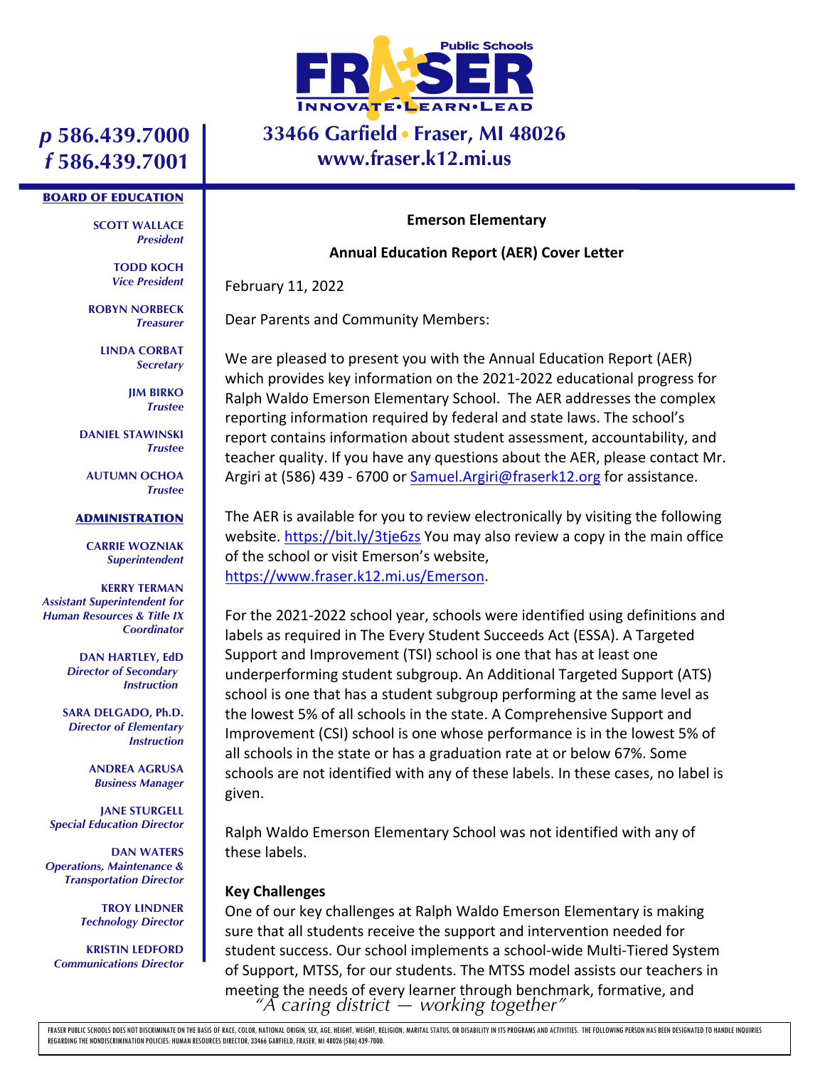# FRASER Public Schools

INNOVATE • LEARN • LEAD

33466 Garfield • Fraser, MI 48026
www.fraser.k12.mi.us

*p* 586.439.7000
*f* 586.439.7001

**BOARD OF EDUCATION**

**SCOTT WALLACE**
*President*

**TODD KOCH**
*Vice President*

**ROBYN NORBECK**
*Treasurer*

**LINDA CORBAT**
*Secretary*

**JIM BIRKO**
*Trustee*

**DANIEL STAWINSKI**
*Trustee*

**AUTUMN OCHOA**
*Trustee*

**ADMINISTRATION**

**CARRIE WOZNIAK**
*Superintendent*

**KERRY TERMAN**
*Assistant Superintendent for Human Resources & Title IX Coordinator*

**DAN HARTLEY, EdD**
*Director of Secondary Instruction*

**SARA DELGADO, Ph.D.**
*Director of Elementary Instruction*

**ANDREA AGRUSA**
*Business Manager*

**JANE STURGELL**
*Special Education Director*

**DAN WATERS**
*Operations, Maintenance & Transportation Director*

**TROY LINDNER**
*Technology Director*

**KRISTIN LEDFORD**
*Communications Director*

**Emerson Elementary**

**Annual Education Report (AER) Cover Letter**

February 11, 2022

Dear Parents and Community Members:

We are pleased to present you with the Annual Education Report (AER) which provides key information on the 2021-2022 educational progress for Ralph Waldo Emerson Elementary School. The AER addresses the complex reporting information required by federal and state laws. The school's report contains information about student assessment, accountability, and teacher quality. If you have any questions about the AER, please contact Mr. Argiri at (586) 439 - 6700 or Samuel.Argiri@fraserk12.org for assistance.

The AER is available for you to review electronically by visiting the following website. https://bit.ly/3tje6zs You may also review a copy in the main office of the school or visit Emerson's website, https://www.fraser.k12.mi.us/Emerson.

For the 2021-2022 school year, schools were identified using definitions and labels as required in The Every Student Succeeds Act (ESSA). A Targeted Support and Improvement (TSI) school is one that has at least one underperforming student subgroup. An Additional Targeted Support (ATS) school is one that has a student subgroup performing at the same level as the lowest 5% of all schools in the state. A Comprehensive Support and Improvement (CSI) school is one whose performance is in the lowest 5% of all schools in the state or has a graduation rate at or below 67%. Some schools are not identified with any of these labels. In these cases, no label is given.

Ralph Waldo Emerson Elementary School was not identified with any of these labels.

**Key Challenges**

One of our key challenges at Ralph Waldo Emerson Elementary is making sure that all students receive the support and intervention needed for student success. Our school implements a school-wide Multi-Tiered System of Support, MTSS, for our students. The MTSS model assists our teachers in meeting the needs of every learner through benchmark, formative, and

*"A caring district — working together"*

FRASER PUBLIC SCHOOLS DOES NOT DISCRIMINATE ON THE BASIS OF RACE, COLOR, NATIONAL ORIGIN, SEX, AGE, HEIGHT, WEIGHT, RELIGION, MARITAL STATUS, OR DISABILITY IN ITS PROGRAMS AND ACTIVITIES. THE FOLLOWING PERSON HAS BEEN DESIGNATED TO HANDLE INQUIRIES REGARDING THE NONDISCRIMINATION POLICIES: HUMAN RESOURCES DIRECTOR, 33466 GARFIELD, FRASER, MI 48026 (586) 439-7000.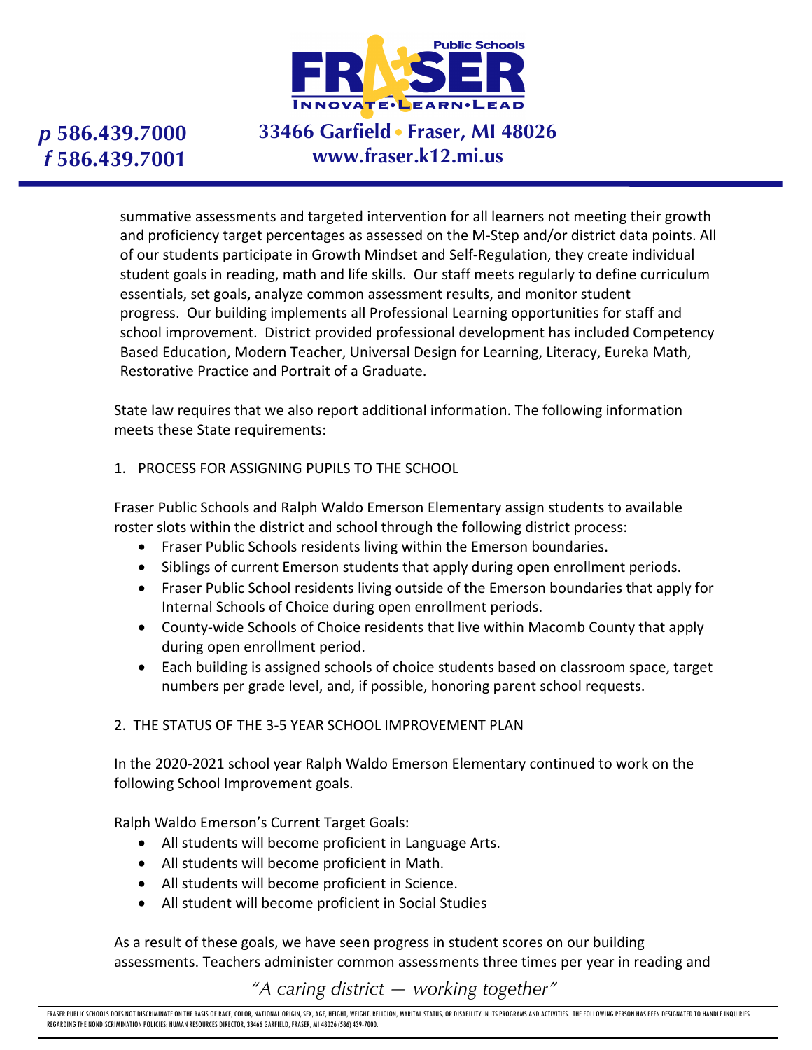summative assessments and targeted intervention for all learners not meeting their growth and proficiency target percentages as assessed on the M-Step and/or district data points. All of our students participate in Growth Mindset and Self-Regulation, they create individual student goals in reading, math and life skills. Our staff meets regularly to define curriculum essentials, set goals, analyze common assessment results, and monitor student progress. Our building implements all Professional Learning opportunities for staff and school improvement. District provided professional development has included Competency Based Education, Modern Teacher, Universal Design for Learning, Literacy, Eureka Math, Restorative Practice and Portrait of a Graduate.

State law requires that we also report additional information. The following information meets these State requirements:

1. PROCESS FOR ASSIGNING PUPILS TO THE SCHOOL

Fraser Public Schools and Ralph Waldo Emerson Elementary assign students to available roster slots within the district and school through the following district process:

- Fraser Public Schools residents living within the Emerson boundaries.
- Siblings of current Emerson students that apply during open enrollment periods.
- Fraser Public School residents living outside of the Emerson boundaries that apply for Internal Schools of Choice during open enrollment periods.
- County-wide Schools of Choice residents that live within Macomb County that apply during open enrollment period.
- Each building is assigned schools of choice students based on classroom space, target numbers per grade level, and, if possible, honoring parent school requests.

2. THE STATUS OF THE 3-5 YEAR SCHOOL IMPROVEMENT PLAN

In the 2020-2021 school year Ralph Waldo Emerson Elementary continued to work on the following School Improvement goals.

Ralph Waldo Emerson's Current Target Goals:

- All students will become proficient in Language Arts.
- All students will become proficient in Math.
- All students will become proficient in Science.
- All student will become proficient in Social Studies

As a result of these goals, we have seen progress in student scores on our building assessments. Teachers administer common assessments three times per year in reading and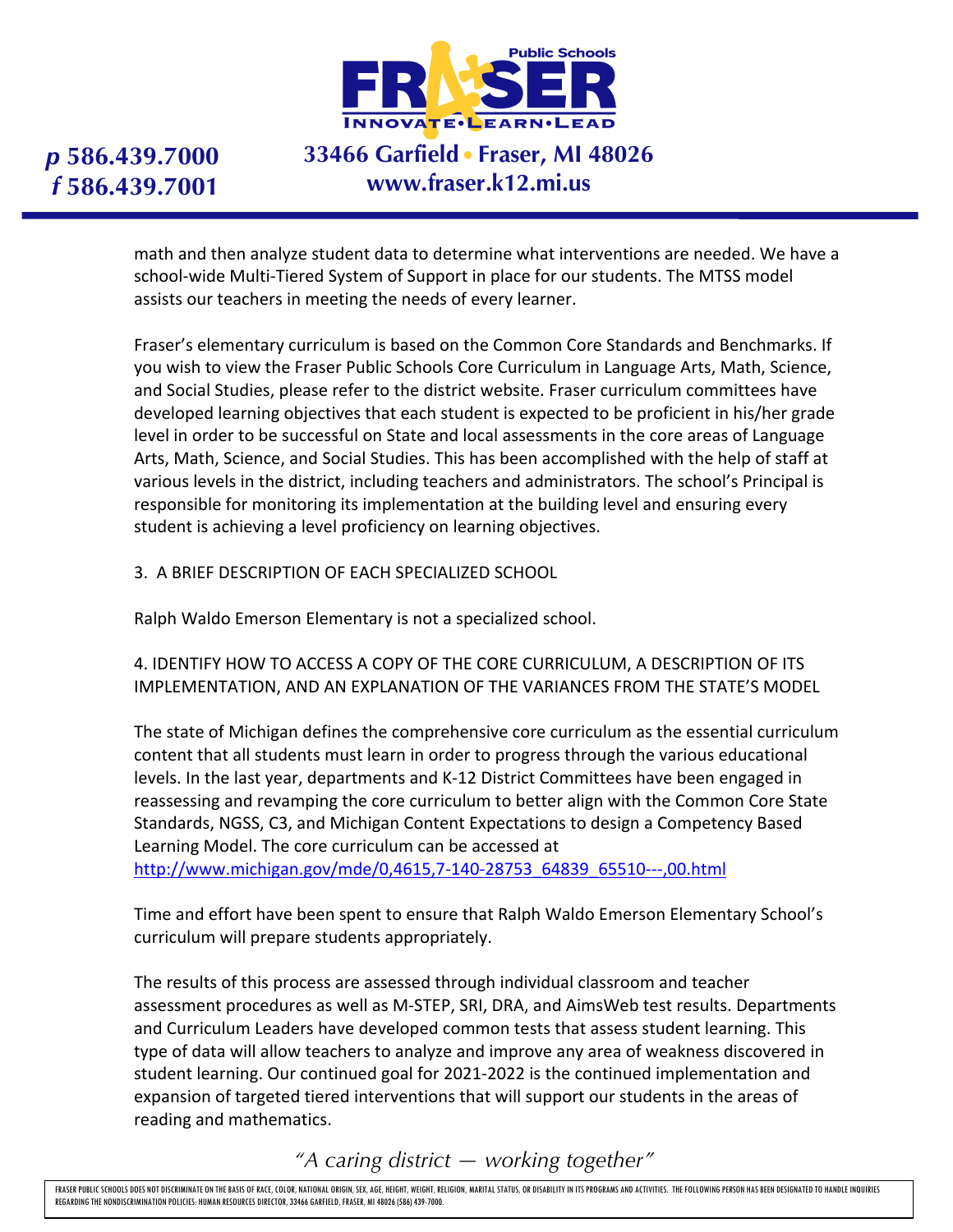math and then analyze student data to determine what interventions are needed. We have a school-wide Multi-Tiered System of Support in place for our students. The MTSS model assists our teachers in meeting the needs of every learner.

Fraser's elementary curriculum is based on the Common Core Standards and Benchmarks. If you wish to view the Fraser Public Schools Core Curriculum in Language Arts, Math, Science, and Social Studies, please refer to the district website. Fraser curriculum committees have developed learning objectives that each student is expected to be proficient in his/her grade level in order to be successful on State and local assessments in the core areas of Language Arts, Math, Science, and Social Studies. This has been accomplished with the help of staff at various levels in the district, including teachers and administrators. The school's Principal is responsible for monitoring its implementation at the building level and ensuring every student is achieving a level proficiency on learning objectives.

3. A BRIEF DESCRIPTION OF EACH SPECIALIZED SCHOOL

Ralph Waldo Emerson Elementary is not a specialized school.

4. IDENTIFY HOW TO ACCESS A COPY OF THE CORE CURRICULUM, A DESCRIPTION OF ITS IMPLEMENTATION, AND AN EXPLANATION OF THE VARIANCES FROM THE STATE'S MODEL

The state of Michigan defines the comprehensive core curriculum as the essential curriculum content that all students must learn in order to progress through the various educational levels. In the last year, departments and K-12 District Committees have been engaged in reassessing and revamping the core curriculum to better align with the Common Core State Standards, NGSS, C3, and Michigan Content Expectations to design a Competency Based Learning Model. The core curriculum can be accessed at [http://www.michigan.gov/mde/0,4615,7-140-28753_64839_65510---,00.html](http://www.michigan.gov/mde/0,4615,7-140-28753_64839_65510---,00.html)

Time and effort have been spent to ensure that Ralph Waldo Emerson Elementary School's curriculum will prepare students appropriately.

The results of this process are assessed through individual classroom and teacher assessment procedures as well as M-STEP, SRI, DRA, and AimsWeb test results. Departments and Curriculum Leaders have developed common tests that assess student learning. This type of data will allow teachers to analyze and improve any area of weakness discovered in student learning. Our continued goal for 2021-2022 is the continued implementation and expansion of targeted tiered interventions that will support our students in the areas of reading and mathematics.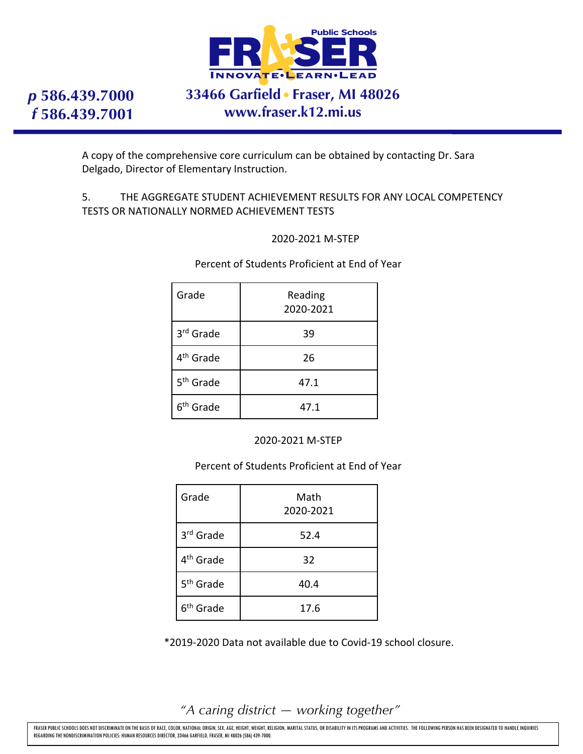A copy of the comprehensive core curriculum can be obtained by contacting Dr. Sara Delgado, Director of Elementary Instruction.

5. THE AGGREGATE STUDENT ACHIEVEMENT RESULTS FOR ANY LOCAL COMPETENCY TESTS OR NATIONALLY NORMED ACHIEVEMENT TESTS

2020-2021 M-STEP

Percent of Students Proficient at End of Year

| Grade | Reading 2020-2021 |
|---|---|
| 3rd Grade | 39 |
| 4th Grade | 26 |
| 5th Grade | 47.1 |
| 6th Grade | 47.1 |

2020-2021 M-STEP

Percent of Students Proficient at End of Year

| Grade | Math 2020-2021 |
|---|---|
| 3rd Grade | 52.4 |
| 4th Grade | 32 |
| 5th Grade | 40.4 |
| 6th Grade | 17.6 |

*2019-2020 Data not available due to Covid-19 school closure.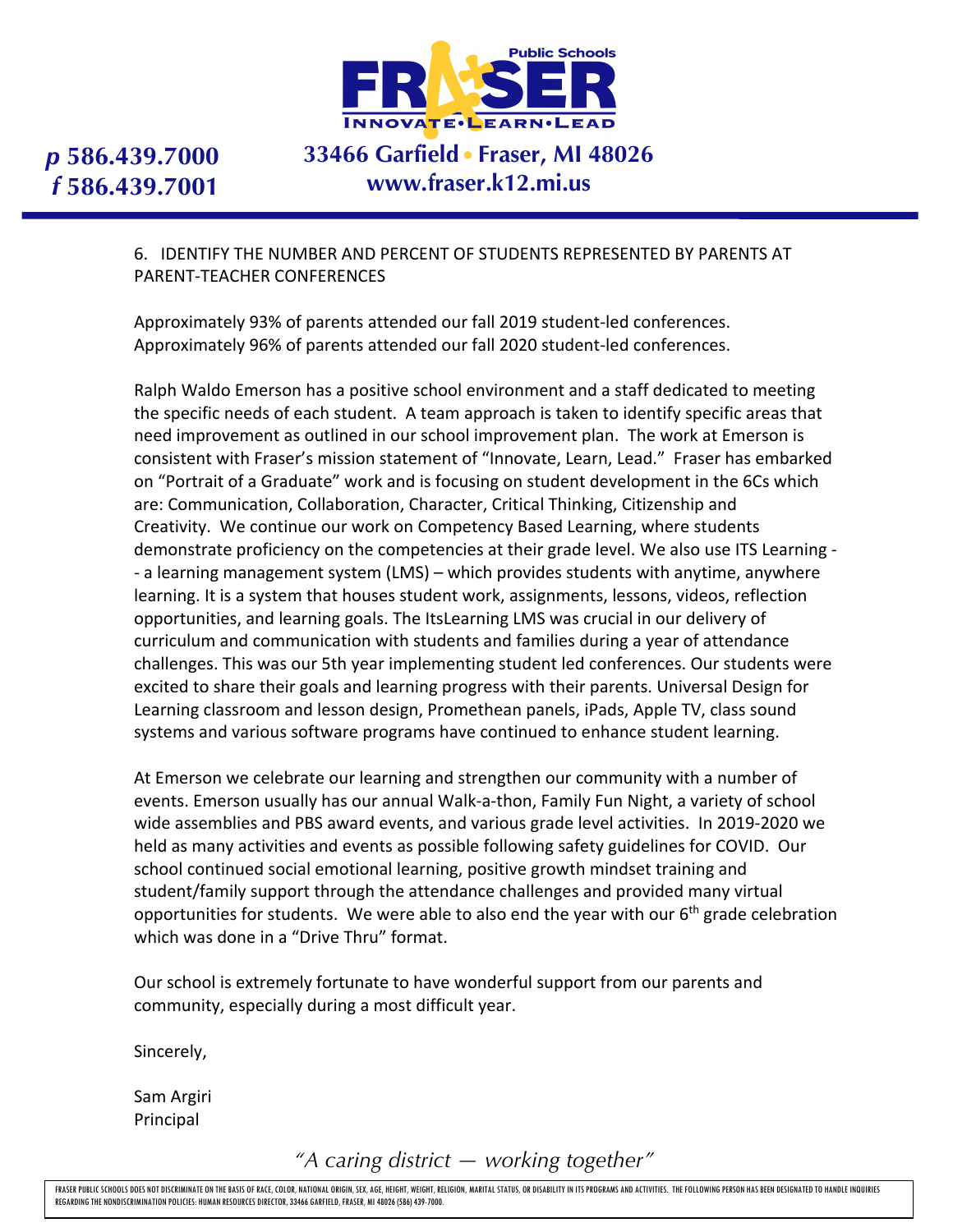Public Schools

# FRASER

INNOVATE•LEARN•LEAD

**p 586.439.7000**
**f 586.439.7001**

**33466 Garfield • Fraser, MI 48026**
**www.fraser.k12.mi.us**

6. IDENTIFY THE NUMBER AND PERCENT OF STUDENTS REPRESENTED BY PARENTS AT PARENT-TEACHER CONFERENCES

Approximately 93% of parents attended our fall 2019 student-led conferences.
Approximately 96% of parents attended our fall 2020 student-led conferences.

Ralph Waldo Emerson has a positive school environment and a staff dedicated to meeting the specific needs of each student. A team approach is taken to identify specific areas that need improvement as outlined in our school improvement plan. The work at Emerson is consistent with Fraser's mission statement of "Innovate, Learn, Lead." Fraser has embarked on "Portrait of a Graduate" work and is focusing on student development in the 6Cs which are: Communication, Collaboration, Character, Critical Thinking, Citizenship and Creativity. We continue our work on Competency Based Learning, where students demonstrate proficiency on the competencies at their grade level. We also use ITS Learning -- a learning management system (LMS) – which provides students with anytime, anywhere learning. It is a system that houses student work, assignments, lessons, videos, reflection opportunities, and learning goals. The ItsLearning LMS was crucial in our delivery of curriculum and communication with students and families during a year of attendance challenges. This was our 5th year implementing student led conferences. Our students were excited to share their goals and learning progress with their parents. Universal Design for Learning classroom and lesson design, Promethean panels, iPads, Apple TV, class sound systems and various software programs have continued to enhance student learning.

At Emerson we celebrate our learning and strengthen our community with a number of events. Emerson usually has our annual Walk-a-thon, Family Fun Night, a variety of school wide assemblies and PBS award events, and various grade level activities. In 2019-2020 we held as many activities and events as possible following safety guidelines for COVID. Our school continued social emotional learning, positive growth mindset training and student/family support through the attendance challenges and provided many virtual opportunities for students. We were able to also end the year with our 6th grade celebration which was done in a "Drive Thru" format.

Our school is extremely fortunate to have wonderful support from our parents and community, especially during a most difficult year.

Sincerely,

Sam Argiri
Principal

*"A caring district — working together"*

FRASER PUBLIC SCHOOLS DOES NOT DISCRIMINATE ON THE BASIS OF RACE, COLOR, NATIONAL ORIGIN, SEX, AGE, HEIGHT, WEIGHT, RELIGION, MARITAL STATUS, OR DISABILITY IN ITS PROGRAMS AND ACTIVITIES. THE FOLLOWING PERSON HAS BEEN DESIGNATED TO HANDLE INQUIRIES REGARDING THE NONDISCRIMINATION POLICIES: HUMAN RESOURCES DIRECTOR, 33466 GARFIELD, FRASER, MI 48026 (586) 439-7000.